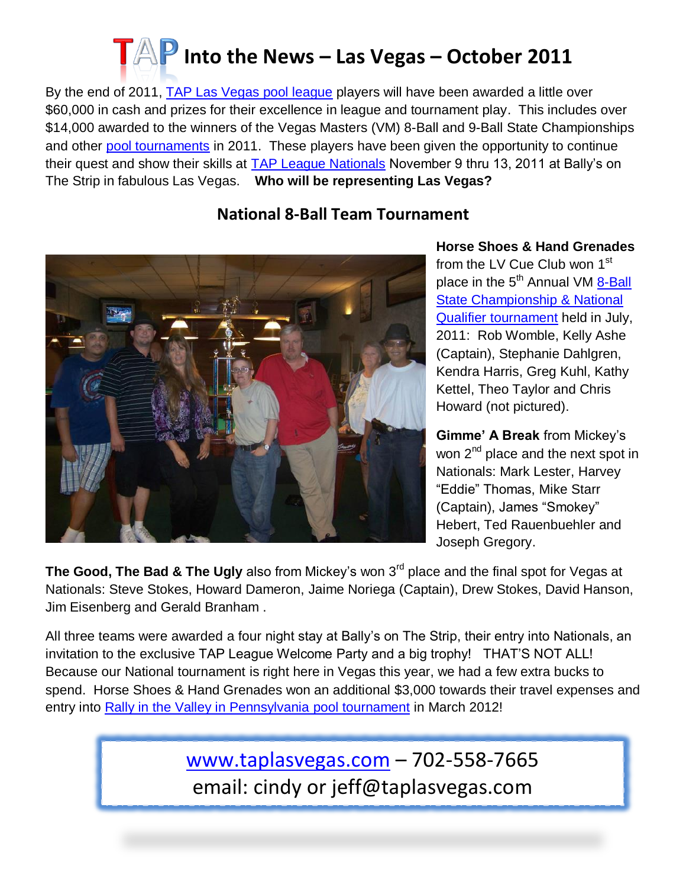# TAP Into the News – Las Vegas – October 2011

By the end of 2011, TAP Las Vegas pool league players will have been awarded a little over $60,000 in cash and prizes for their excellence in league and tournament play. This includes over $14,000 awarded to the winners of the Vegas Masters (VM) 8-Ball and 9-Ball State Championships and other pool tournaments in 2011. These players have been given the opportunity to continue their quest and show their skills at TAP League Nationals November 9 thru 13, 2011 at Bally's on The Strip in fabulous Las Vegas. **Who will be representing Las Vegas?**

## National 8-Ball Team Tournament

**Horse Shoes & Hand Grenades** from the LV Cue Club won 1st place in the 5th Annual VM 8-Ball State Championship & National Qualifier tournament held in July, 2011: Rob Womble, Kelly Ashe (Captain), Stephanie Dahlgren, Kendra Harris, Greg Kuhl, Kathy Kettel, Theo Taylor and Chris Howard (not pictured).

**Gimme' A Break** from Mickey's won 2nd place and the next spot in Nationals: Mark Lester, Harvey "Eddie" Thomas, Mike Starr (Captain), James "Smokey" Hebert, Ted Rauenbuehler and Joseph Gregory.

**The Good, The Bad & The Ugly** also from Mickey's won 3rd place and the final spot for Vegas at Nationals: Steve Stokes, Howard Dameron, Jaime Noriega (Captain), Drew Stokes, David Hanson, Jim Eisenberg and Gerald Branham .

All three teams were awarded a four night stay at Bally's on The Strip, their entry into Nationals, an invitation to the exclusive TAP League Welcome Party and a big trophy! THAT'S NOT ALL! Because our National tournament is right here in Vegas this year, we had a few extra bucks to spend. Horse Shoes & Hand Grenades won an additional $3,000 towards their travel expenses and entry into Rally in the Valley in Pennsylvania pool tournament in March 2012!

www.taplasvegas.com – 702-558-7665
email: cindy or jeff@taplasvegas.com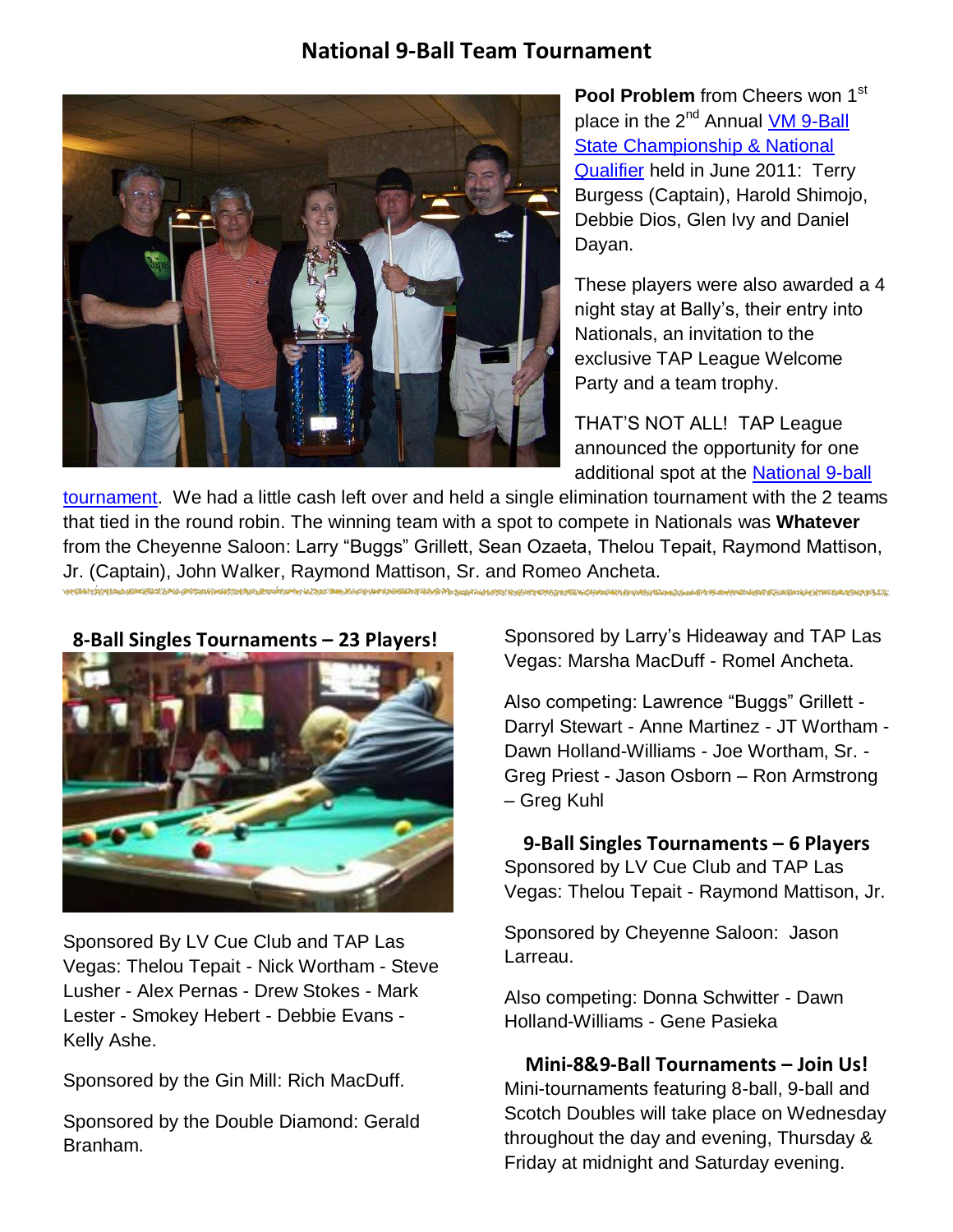# National 9-Ball Team Tournament

**Pool Problem** from Cheers won 1st place in the 2nd Annual VM 9-Ball State Championship & National Qualifier held in June 2011: Terry Burgess (Captain), Harold Shimojo, Debbie Dios, Glen Ivy and Daniel Dayan.

These players were also awarded a 4 night stay at Bally's, their entry into Nationals, an invitation to the exclusive TAP League Welcome Party and a team trophy.

THAT'S NOT ALL! TAP League announced the opportunity for one additional spot at the National 9-ball tournament. We had a little cash left over and held a single elimination tournament with the 2 teams that tied in the round robin. The winning team with a spot to compete in Nationals was **Whatever** from the Cheyenne Saloon: Larry "Buggs" Grillett, Sean Ozaeta, Thelou Tepait, Raymond Mattison, Jr. (Captain), John Walker, Raymond Mattison, Sr. and Romeo Ancheta.

## 8-Ball Singles Tournaments – 23 Players!

Sponsored By LV Cue Club and TAP Las Vegas: Thelou Tepait - Nick Wortham - Steve Lusher - Alex Pernas - Drew Stokes - Mark Lester - Smokey Hebert - Debbie Evans - Kelly Ashe.

Sponsored by the Gin Mill: Rich MacDuff.

Sponsored by the Double Diamond: Gerald Branham.

Sponsored by Larry's Hideaway and TAP Las Vegas: Marsha MacDuff - Romel Ancheta.

Also competing: Lawrence "Buggs" Grillett - Darryl Stewart - Anne Martinez - JT Wortham - Dawn Holland-Williams - Joe Wortham, Sr. - Greg Priest - Jason Osborn – Ron Armstrong – Greg Kuhl

## 9-Ball Singles Tournaments – 6 Players

Sponsored by LV Cue Club and TAP Las Vegas: Thelou Tepait - Raymond Mattison, Jr.

Sponsored by Cheyenne Saloon: Jason Larreau.

Also competing: Donna Schwitter - Dawn Holland-Williams - Gene Pasieka

## Mini-8&9-Ball Tournaments – Join Us!

Mini-tournaments featuring 8-ball, 9-ball and Scotch Doubles will take place on Wednesday throughout the day and evening, Thursday & Friday at midnight and Saturday evening.